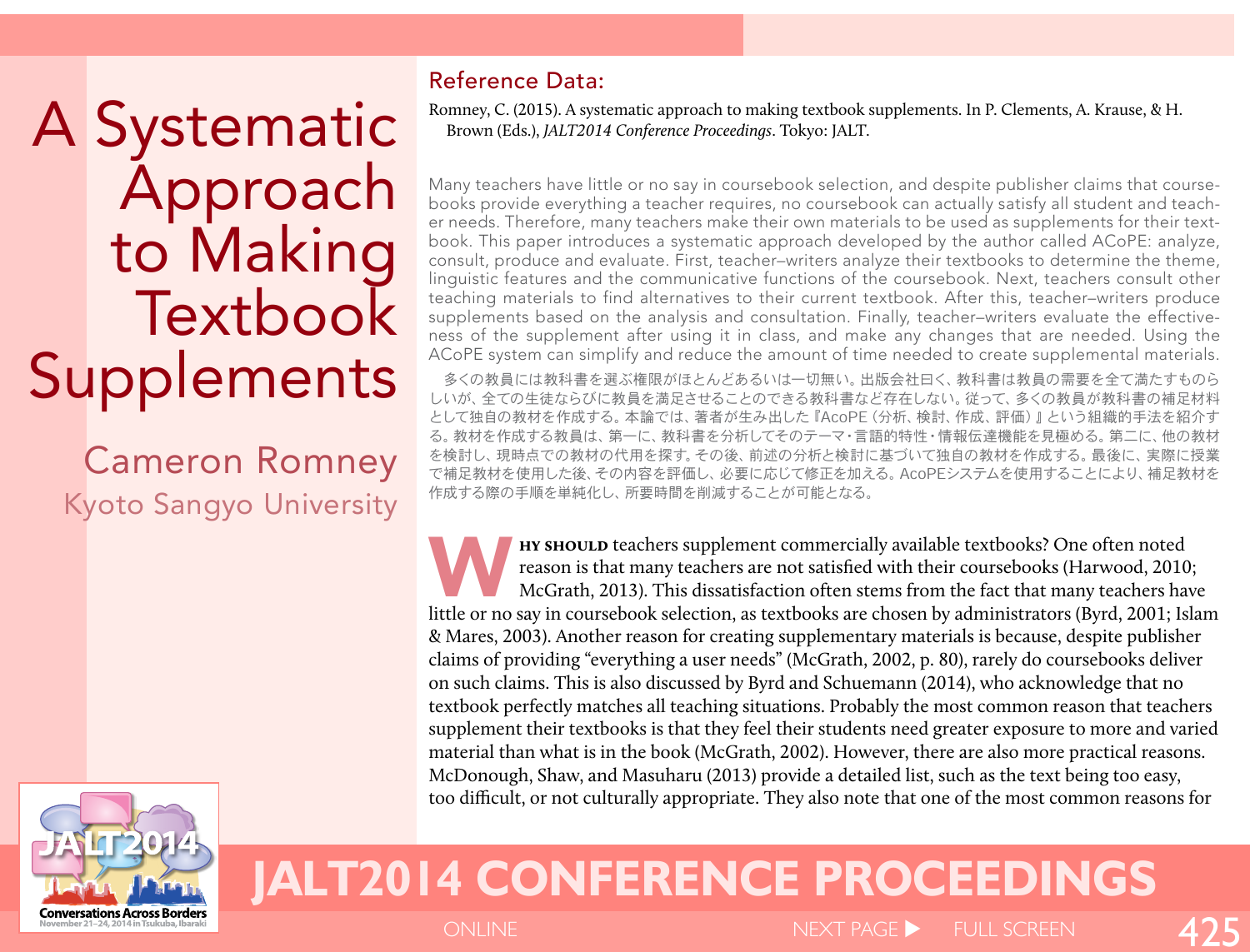# A Systematic Approach to Making Textbook Supplements

Cameron Romney
Kyoto Sangyo University

## Reference Data:

Romney, C. (2015). A systematic approach to making textbook supplements. In P. Clements, A. Krause, & H. Brown (Eds.), *JALT2014 Conference Proceedings*. Tokyo: JALT.

Many teachers have little or no say in coursebook selection, and despite publisher claims that coursebooks provide everything a teacher requires, no coursebook can actually satisfy all student and teacher needs. Therefore, many teachers make their own materials to be used as supplements for their textbook. This paper introduces a systematic approach developed by the author called ACoPE: analyze, consult, produce and evaluate. First, teacher–writers analyze their textbooks to determine the theme, linguistic features and the communicative functions of the coursebook. Next, teachers consult other teaching materials to find alternatives to their current textbook. After this, teacher–writers produce supplements based on the analysis and consultation. Finally, teacher–writers evaluate the effectiveness of the supplement after using it in class, and make any changes that are needed. Using the ACoPE system can simplify and reduce the amount of time needed to create supplemental materials.

多くの教員には教科書を選ぶ権限がほとんどあるいは一切無い。出版会社曰く、教科書は教員の需要を全て満たすものらしいが、全ての生徒ならびに教員を満足させることのできる教科書など存在しない。従って、多くの教員が教科書の補足材料として独自の教材を作成する。本論では、著者が生み出した『AcoPE（分析、検討、作成、評価）』という組織的手法を紹介する。教材を作成する教員は、第一に、教科書を分析してそのテーマ・言語的特性・情報伝達機能を見極める。第二に、他の教材を検討し、現時点での教材の代用を探す。その後、前述の分析と検討に基づいて独自の教材を作成する。最後に、実際に授業で補足教材を使用した後、その内容を評価し、必要に応じて修正を加える。AcoPEシステムを使用することにより、補足教材を作成する際の手順を単純化し、所要時間を削減することが可能となる。

**Why should** teachers supplement commercially available textbooks? One often noted reason is that many teachers are not satisfied with their coursebooks (Harwood, 2010; McGrath, 2013). This dissatisfaction often stems from the fact that many teachers have little or no say in coursebook selection, as textbooks are chosen by administrators (Byrd, 2001; Islam & Mares, 2003). Another reason for creating supplementary materials is because, despite publisher claims of providing "everything a user needs" (McGrath, 2002, p. 80), rarely do coursebooks deliver on such claims. This is also discussed by Byrd and Schuemann (2014), who acknowledge that no textbook perfectly matches all teaching situations. Probably the most common reason that teachers supplement their textbooks is that they feel their students need greater exposure to more and varied material than what is in the book (McGrath, 2002). However, there are also more practical reasons. McDonough, Shaw, and Masuharu (2013) provide a detailed list, such as the text being too easy, too difficult, or not culturally appropriate. They also note that one of the most common reasons for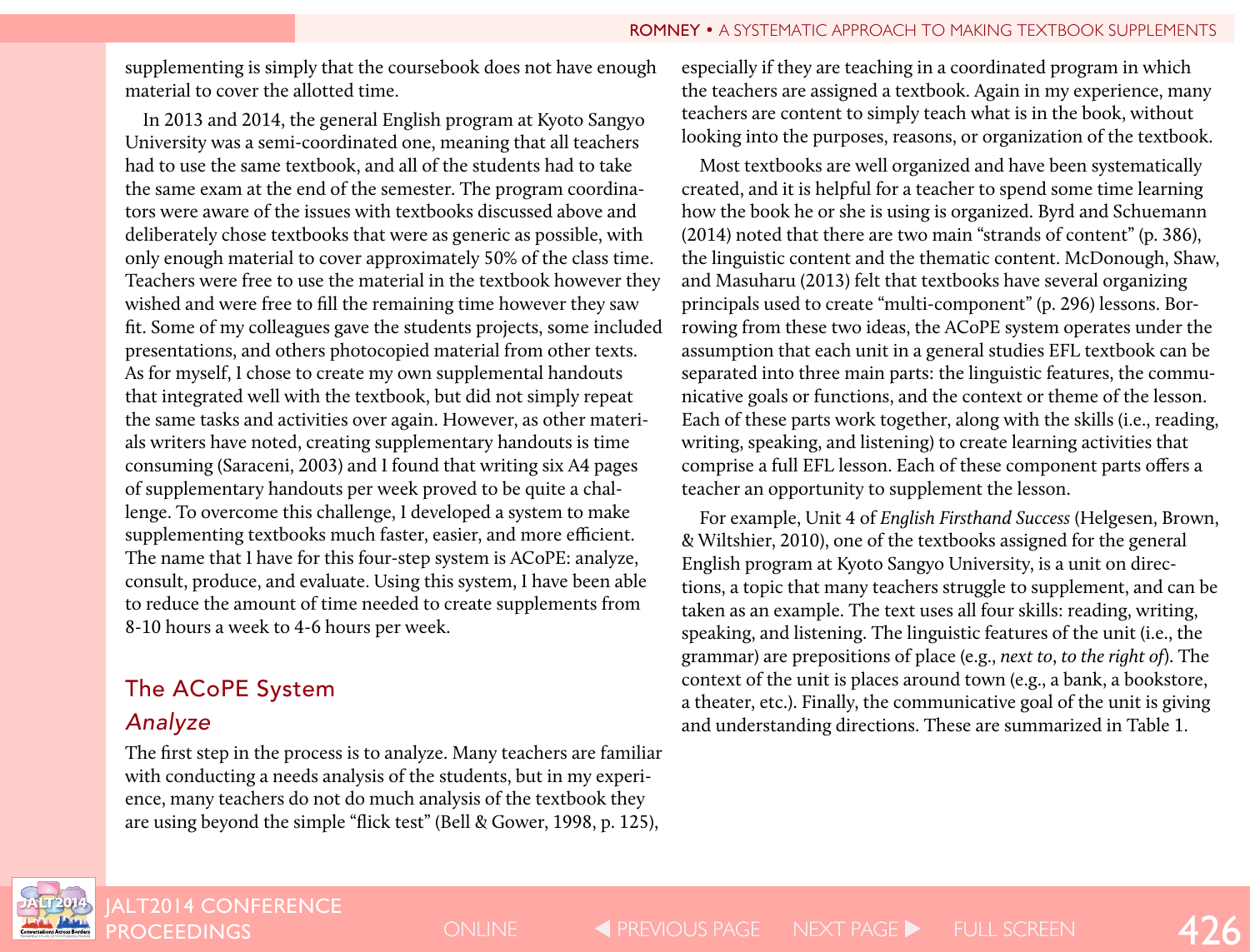supplementing is simply that the coursebook does not have enough material to cover the allotted time.

In 2013 and 2014, the general English program at Kyoto Sangyo University was a semi-coordinated one, meaning that all teachers had to use the same textbook, and all of the students had to take the same exam at the end of the semester. The program coordinators were aware of the issues with textbooks discussed above and deliberately chose textbooks that were as generic as possible, with only enough material to cover approximately 50% of the class time. Teachers were free to use the material in the textbook however they wished and were free to fill the remaining time however they saw fit. Some of my colleagues gave the students projects, some included presentations, and others photocopied material from other texts. As for myself, I chose to create my own supplemental handouts that integrated well with the textbook, but did not simply repeat the same tasks and activities over again. However, as other materials writers have noted, creating supplementary handouts is time consuming (Saraceni, 2003) and I found that writing six A4 pages of supplementary handouts per week proved to be quite a challenge. To overcome this challenge, I developed a system to make supplementing textbooks much faster, easier, and more efficient. The name that I have for this four-step system is ACoPE: analyze, consult, produce, and evaluate. Using this system, I have been able to reduce the amount of time needed to create supplements from 8-10 hours a week to 4-6 hours per week.

## The ACoPE System

### *Analyze*

The first step in the process is to analyze. Many teachers are familiar with conducting a needs analysis of the students, but in my experience, many teachers do not do much analysis of the textbook they are using beyond the simple "flick test" (Bell & Gower, 1998, p. 125), especially if they are teaching in a coordinated program in which the teachers are assigned a textbook. Again in my experience, many teachers are content to simply teach what is in the book, without looking into the purposes, reasons, or organization of the textbook.

Most textbooks are well organized and have been systematically created, and it is helpful for a teacher to spend some time learning how the book he or she is using is organized. Byrd and Schuemann (2014) noted that there are two main "strands of content" (p. 386), the linguistic content and the thematic content. McDonough, Shaw, and Masuharu (2013) felt that textbooks have several organizing principals used to create "multi-component" (p. 296) lessons. Borrowing from these two ideas, the ACoPE system operates under the assumption that each unit in a general studies EFL textbook can be separated into three main parts: the linguistic features, the communicative goals or functions, and the context or theme of the lesson. Each of these parts work together, along with the skills (i.e., reading, writing, speaking, and listening) to create learning activities that comprise a full EFL lesson. Each of these component parts offers a teacher an opportunity to supplement the lesson.

For example, Unit 4 of *English Firsthand Success* (Helgesen, Brown, & Wiltshier, 2010), one of the textbooks assigned for the general English program at Kyoto Sangyo University, is a unit on directions, a topic that many teachers struggle to supplement, and can be taken as an example. The text uses all four skills: reading, writing, speaking, and listening. The linguistic features of the unit (i.e., the grammar) are prepositions of place (e.g., *next to*, *to the right of*). The context of the unit is places around town (e.g., a bank, a bookstore, a theater, etc.). Finally, the communicative goal of the unit is giving and understanding directions. These are summarized in Table 1.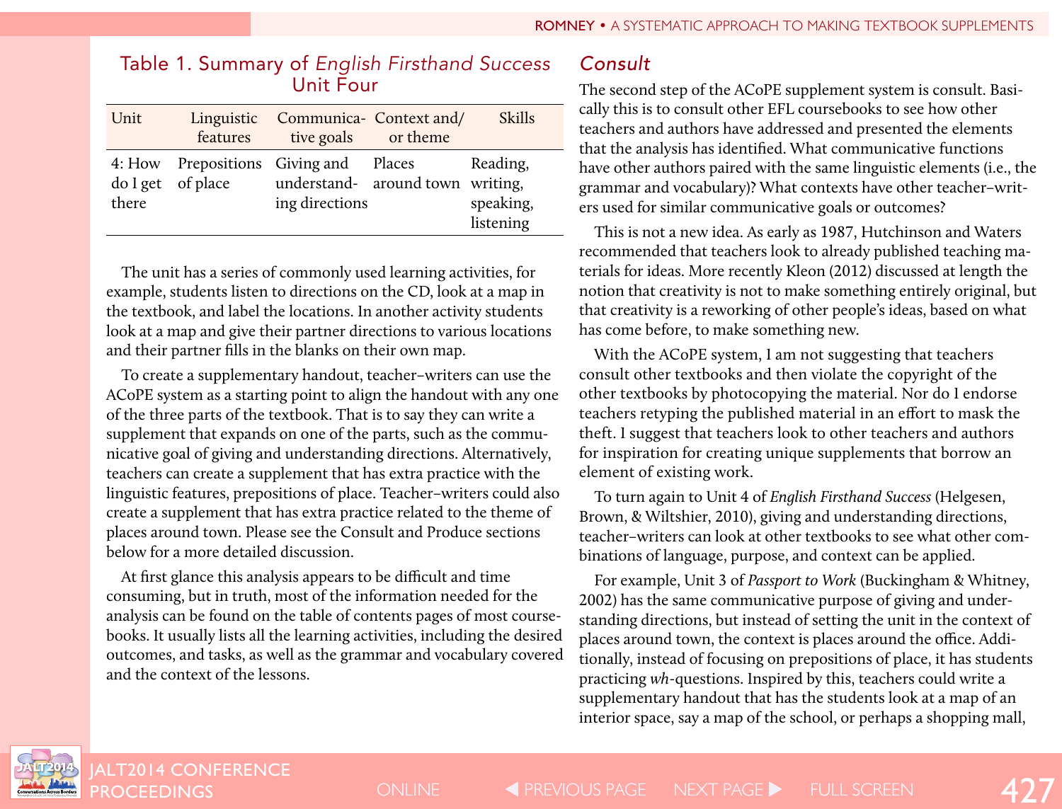Table 1. Summary of *English Firsthand Success* Unit Four

| Unit | Linguistic features | Communicative goals | Context and/or theme | Skills |
|---|---|---|---|---|
| 4: How do I get there | Prepositions of place | Giving and understanding directions | Places around town | Reading, writing, speaking, listening |

The unit has a series of commonly used learning activities, for example, students listen to directions on the CD, look at a map in the textbook, and label the locations. In another activity students look at a map and give their partner directions to various locations and their partner fills in the blanks on their own map.

To create a supplementary handout, teacher–writers can use the ACoPE system as a starting point to align the handout with any one of the three parts of the textbook. That is to say they can write a supplement that expands on one of the parts, such as the communicative goal of giving and understanding directions. Alternatively, teachers can create a supplement that has extra practice with the linguistic features, prepositions of place. Teacher–writers could also create a supplement that has extra practice related to the theme of places around town. Please see the Consult and Produce sections below for a more detailed discussion.

At first glance this analysis appears to be difficult and time consuming, but in truth, most of the information needed for the analysis can be found on the table of contents pages of most coursebooks. It usually lists all the learning activities, including the desired outcomes, and tasks, as well as the grammar and vocabulary covered and the context of the lessons.

### Consult

The second step of the ACoPE supplement system is consult. Basically this is to consult other EFL coursebooks to see how other teachers and authors have addressed and presented the elements that the analysis has identified. What communicative functions have other authors paired with the same linguistic elements (i.e., the grammar and vocabulary)? What contexts have other teacher–writers used for similar communicative goals or outcomes?

This is not a new idea. As early as 1987, Hutchinson and Waters recommended that teachers look to already published teaching materials for ideas. More recently Kleon (2012) discussed at length the notion that creativity is not to make something entirely original, but that creativity is a reworking of other people's ideas, based on what has come before, to make something new.

With the ACoPE system, I am not suggesting that teachers consult other textbooks and then violate the copyright of the other textbooks by photocopying the material. Nor do I endorse teachers retyping the published material in an effort to mask the theft. I suggest that teachers look to other teachers and authors for inspiration for creating unique supplements that borrow an element of existing work.

To turn again to Unit 4 of *English Firsthand Success* (Helgesen, Brown, & Wiltshier, 2010), giving and understanding directions, teacher–writers can look at other textbooks to see what other combinations of language, purpose, and context can be applied.

For example, Unit 3 of *Passport to Work* (Buckingham & Whitney, 2002) has the same communicative purpose of giving and understanding directions, but instead of setting the unit in the context of places around town, the context is places around the office. Additionally, instead of focusing on prepositions of place, it has students practicing *wh*-questions. Inspired by this, teachers could write a supplementary handout that has the students look at a map of an interior space, say a map of the school, or perhaps a shopping mall,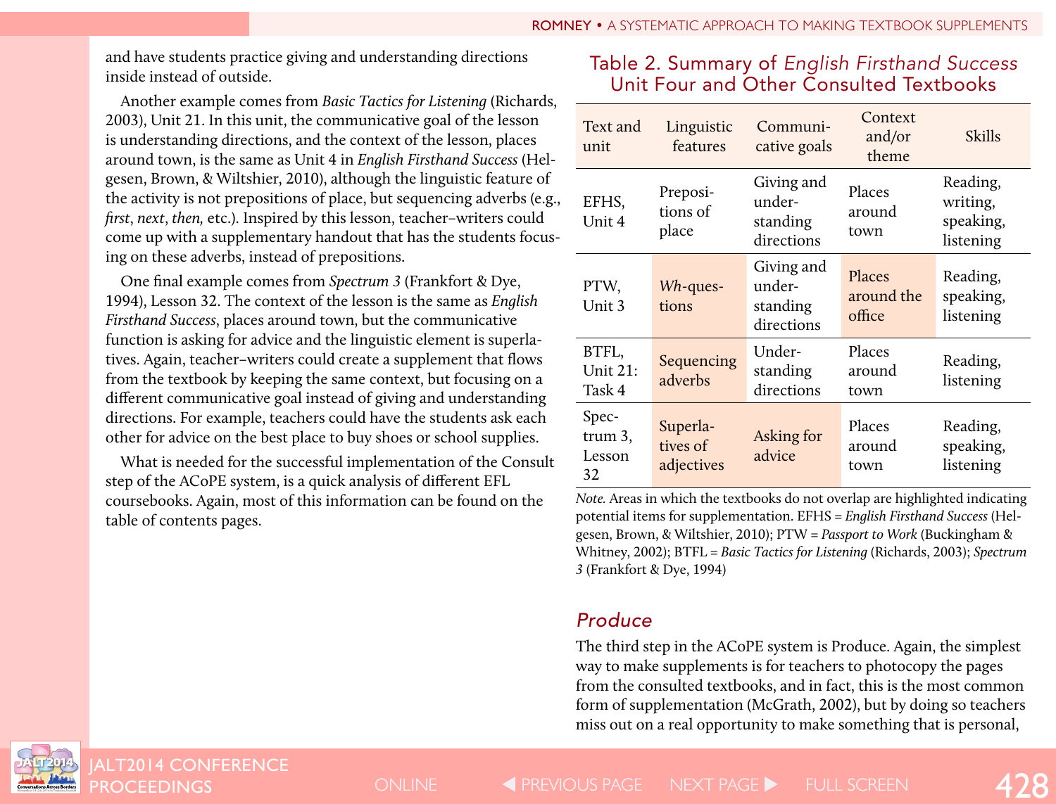and have students practice giving and understanding directions inside instead of outside.

Another example comes from *Basic Tactics for Listening* (Richards, 2003), Unit 21. In this unit, the communicative goal of the lesson is understanding directions, and the context of the lesson, places around town, is the same as Unit 4 in *English Firsthand Success* (Helgesen, Brown, & Wiltshier, 2010), although the linguistic feature of the activity is not prepositions of place, but sequencing adverbs (e.g., *first*, *next*, *then,* etc.). Inspired by this lesson, teacher–writers could come up with a supplementary handout that has the students focusing on these adverbs, instead of prepositions.

One final example comes from *Spectrum 3* (Frankfort & Dye, 1994), Lesson 32. The context of the lesson is the same as *English Firsthand Success*, places around town, but the communicative function is asking for advice and the linguistic element is superlatives. Again, teacher–writers could create a supplement that flows from the textbook by keeping the same context, but focusing on a different communicative goal instead of giving and understanding directions. For example, teachers could have the students ask each other for advice on the best place to buy shoes or school supplies.

What is needed for the successful implementation of the Consult step of the ACoPE system, is a quick analysis of different EFL coursebooks. Again, most of this information can be found on the table of contents pages.

## Table 2. Summary of *English Firsthand Success* Unit Four and Other Consulted Textbooks

| Text and unit | Linguistic features | Communicative goals | Context and/or theme | Skills |
|---|---|---|---|---|
| EFHS, Unit 4 | Prepositions of place | Giving and understanding directions | Places around town | Reading, writing, speaking, listening |
| PTW, Unit 3 | *Wh*-questions | Giving and understanding directions | Places around the office | Reading, speaking, listening |
| BTFL, Unit 21: Task 4 | Sequencing adverbs | Understanding directions | Places around town | Reading, listening |
| Spectrum 3, Lesson 32 | Superlatives of adjectives | Asking for advice | Places around town | Reading, speaking, listening |

*Note.* Areas in which the textbooks do not overlap are highlighted indicating potential items for supplementation. EFHS = *English Firsthand Success* (Helgesen, Brown, & Wiltshier, 2010); PTW = *Passport to Work* (Buckingham & Whitney, 2002); BTFL = *Basic Tactics for Listening* (Richards, 2003); *Spectrum 3* (Frankfort & Dye, 1994)

### *Produce*

The third step in the ACoPE system is Produce. Again, the simplest way to make supplements is for teachers to photocopy the pages from the consulted textbooks, and in fact, this is the most common form of supplementation (McGrath, 2002), but by doing so teachers miss out on a real opportunity to make something that is personal,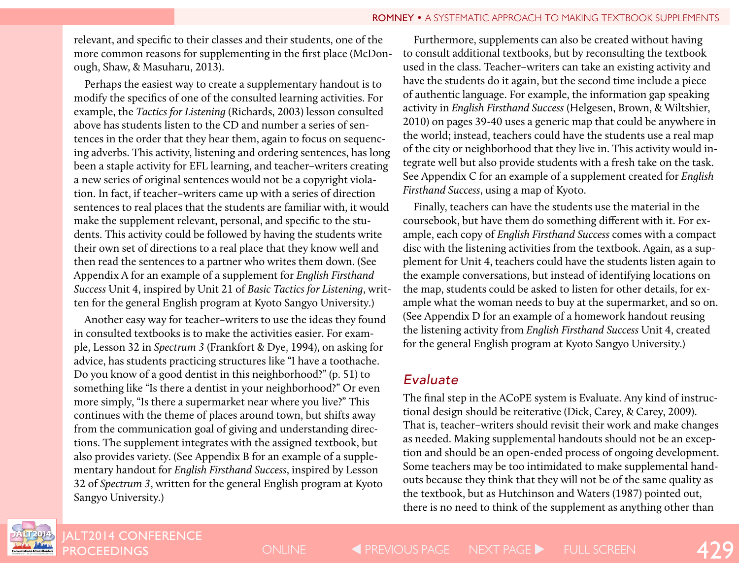relevant, and specific to their classes and their students, one of the more common reasons for supplementing in the first place (McDonough, Shaw, & Masuharu, 2013).

Perhaps the easiest way to create a supplementary handout is to modify the specifics of one of the consulted learning activities. For example, the *Tactics for Listening* (Richards, 2003) lesson consulted above has students listen to the CD and number a series of sentences in the order that they hear them, again to focus on sequencing adverbs. This activity, listening and ordering sentences, has long been a staple activity for EFL learning, and teacher–writers creating a new series of original sentences would not be a copyright violation. In fact, if teacher–writers came up with a series of direction sentences to real places that the students are familiar with, it would make the supplement relevant, personal, and specific to the students. This activity could be followed by having the students write their own set of directions to a real place that they know well and then read the sentences to a partner who writes them down. (See Appendix A for an example of a supplement for *English Firsthand Success* Unit 4, inspired by Unit 21 of *Basic Tactics for Listening*, written for the general English program at Kyoto Sangyo University.)

Another easy way for teacher–writers to use the ideas they found in consulted textbooks is to make the activities easier. For example, Lesson 32 in *Spectrum 3* (Frankfort & Dye, 1994), on asking for advice, has students practicing structures like "I have a toothache. Do you know of a good dentist in this neighborhood?" (p. 51) to something like "Is there a dentist in your neighborhood?" Or even more simply, "Is there a supermarket near where you live?" This continues with the theme of places around town, but shifts away from the communication goal of giving and understanding directions. The supplement integrates with the assigned textbook, but also provides variety. (See Appendix B for an example of a supplementary handout for *English Firsthand Success*, inspired by Lesson 32 of *Spectrum 3*, written for the general English program at Kyoto Sangyo University.)

Furthermore, supplements can also be created without having to consult additional textbooks, but by reconsulting the textbook used in the class. Teacher–writers can take an existing activity and have the students do it again, but the second time include a piece of authentic language. For example, the information gap speaking activity in *English Firsthand Success* (Helgesen, Brown, & Wiltshier, 2010) on pages 39-40 uses a generic map that could be anywhere in the world; instead, teachers could have the students use a real map of the city or neighborhood that they live in. This activity would integrate well but also provide students with a fresh take on the task. See Appendix C for an example of a supplement created for *English Firsthand Success*, using a map of Kyoto.

Finally, teachers can have the students use the material in the coursebook, but have them do something different with it. For example, each copy of *English Firsthand Success* comes with a compact disc with the listening activities from the textbook. Again, as a supplement for Unit 4, teachers could have the students listen again to the example conversations, but instead of identifying locations on the map, students could be asked to listen for other details, for example what the woman needs to buy at the supermarket, and so on. (See Appendix D for an example of a homework handout reusing the listening activity from *English Firsthand Success* Unit 4, created for the general English program at Kyoto Sangyo University.)

## Evaluate

The final step in the ACoPE system is Evaluate. Any kind of instructional design should be reiterative (Dick, Carey, & Carey, 2009). That is, teacher–writers should revisit their work and make changes as needed. Making supplemental handouts should not be an exception and should be an open-ended process of ongoing development. Some teachers may be too intimidated to make supplemental handouts because they think that they will not be of the same quality as the textbook, but as Hutchinson and Waters (1987) pointed out, there is no need to think of the supplement as anything other than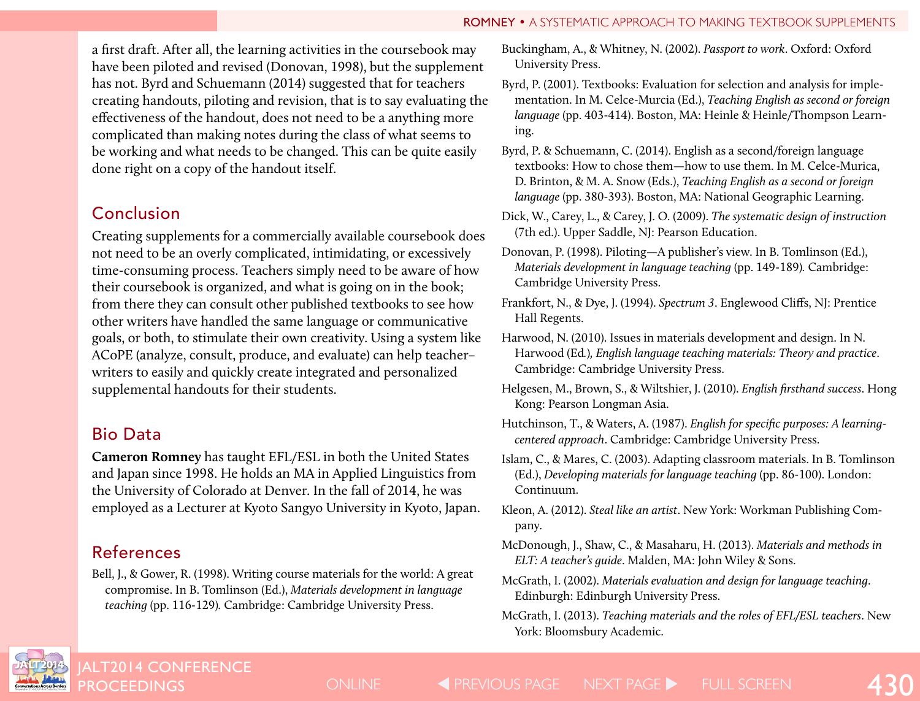a first draft. After all, the learning activities in the coursebook may have been piloted and revised (Donovan, 1998), but the supplement has not. Byrd and Schuemann (2014) suggested that for teachers creating handouts, piloting and revision, that is to say evaluating the effectiveness of the handout, does not need to be a anything more complicated than making notes during the class of what seems to be working and what needs to be changed. This can be quite easily done right on a copy of the handout itself.

## Conclusion

Creating supplements for a commercially available coursebook does not need to be an overly complicated, intimidating, or excessively time-consuming process. Teachers simply need to be aware of how their coursebook is organized, and what is going on in the book; from there they can consult other published textbooks to see how other writers have handled the same language or communicative goals, or both, to stimulate their own creativity. Using a system like ACoPE (analyze, consult, produce, and evaluate) can help teacher–writers to easily and quickly create integrated and personalized supplemental handouts for their students.

## Bio Data

**Cameron Romney** has taught EFL/ESL in both the United States and Japan since 1998. He holds an MA in Applied Linguistics from the University of Colorado at Denver. In the fall of 2014, he was employed as a Lecturer at Kyoto Sangyo University in Kyoto, Japan.

## References

Bell, J., & Gower, R. (1998). Writing course materials for the world: A great compromise. In B. Tomlinson (Ed.), *Materials development in language teaching* (pp. 116-129)*.* Cambridge: Cambridge University Press.

Buckingham, A., & Whitney, N. (2002). *Passport to work*. Oxford: Oxford University Press.

Byrd, P. (2001). Textbooks: Evaluation for selection and analysis for implementation. In M. Celce-Murcia (Ed.), *Teaching English as second or foreign language* (pp. 403-414). Boston, MA: Heinle & Heinle/Thompson Learning.

Byrd, P. & Schuemann, C. (2014). English as a second/foreign language textbooks: How to chose them—how to use them. In M. Celce-Murica, D. Brinton, & M. A. Snow (Eds.), *Teaching English as a second or foreign language* (pp. 380-393). Boston, MA: National Geographic Learning.

Dick, W., Carey, L., & Carey, J. O. (2009). *The systematic design of instruction* (7th ed.). Upper Saddle, NJ: Pearson Education.

Donovan, P. (1998). Piloting—A publisher's view. In B. Tomlinson (Ed.), *Materials development in language teaching* (pp. 149-189)*.* Cambridge: Cambridge University Press.

Frankfort, N., & Dye, J. (1994). *Spectrum 3*. Englewood Cliffs, NJ: Prentice Hall Regents.

Harwood, N. (2010). Issues in materials development and design. In N. Harwood (Ed.)*, English language teaching materials: Theory and practice*. Cambridge: Cambridge University Press.

Helgesen, M., Brown, S., & Wiltshier, J. (2010). *English firsthand success*. Hong Kong: Pearson Longman Asia.

Hutchinson, T., & Waters, A. (1987). *English for specific purposes: A learning-centered approach*. Cambridge: Cambridge University Press.

Islam, C., & Mares, C. (2003). Adapting classroom materials. In B. Tomlinson (Ed.), *Developing materials for language teaching* (pp. 86-100). London: Continuum.

Kleon, A. (2012). *Steal like an artist*. New York: Workman Publishing Company.

McDonough, J., Shaw, C., & Masaharu, H. (2013). *Materials and methods in ELT: A teacher's guide*. Malden, MA: John Wiley & Sons.

McGrath, I. (2002). *Materials evaluation and design for language teaching*. Edinburgh: Edinburgh University Press.

McGrath, I. (2013). *Teaching materials and the roles of EFL/ESL teachers*. New York: Bloomsbury Academic.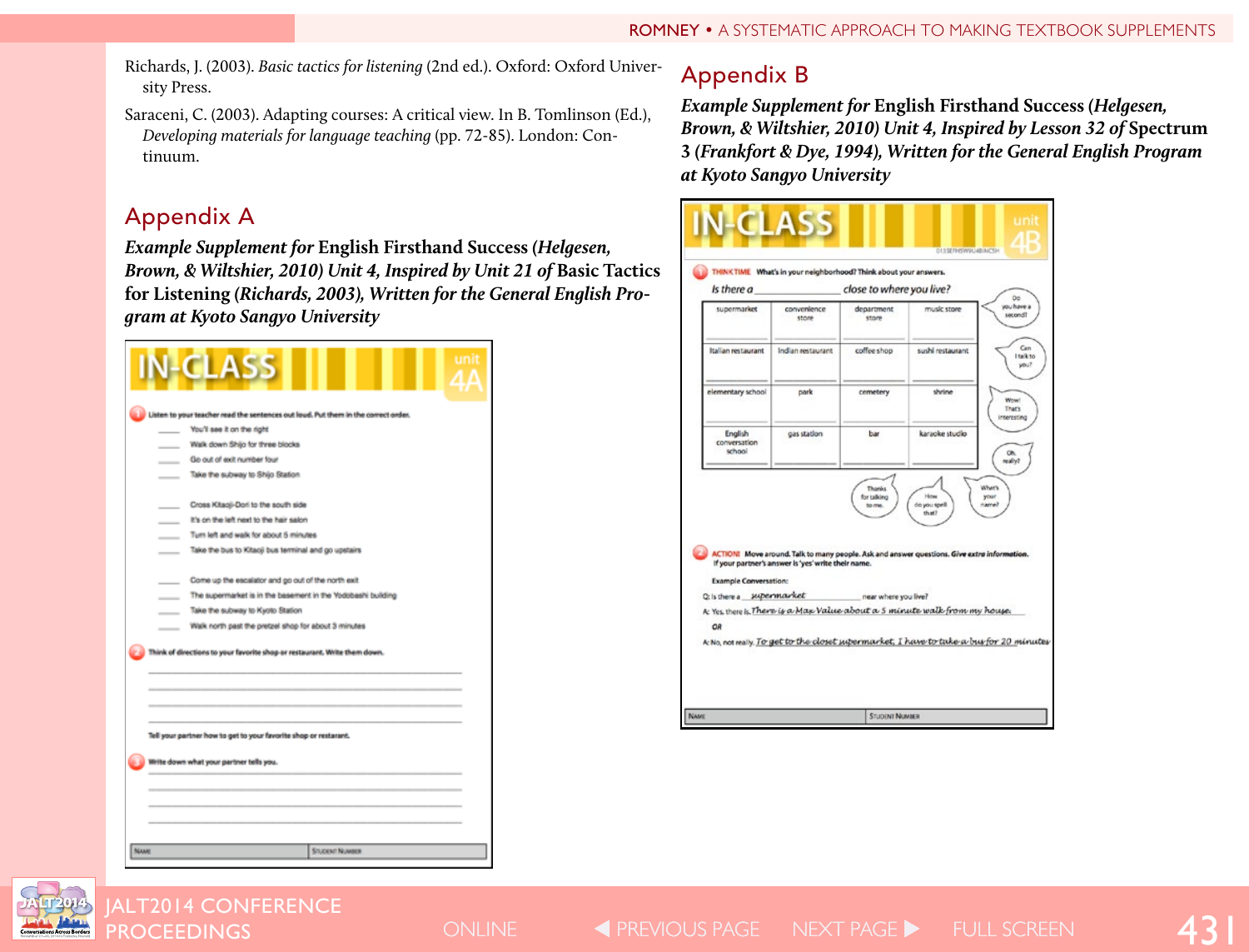Richards, J. (2003). *Basic tactics for listening* (2nd ed.). Oxford: Oxford University Press.

Saraceni, C. (2003). Adapting courses: A critical view. In B. Tomlinson (Ed.), *Developing materials for language teaching* (pp. 72-85). London: Continuum.

## Appendix A

***Example Supplement for* English Firsthand Success *(Helgesen, Brown, & Wiltshier, 2010) Unit 4, Inspired by Unit 21 of* Basic Tactics for Listening *(Richards, 2003), Written for the General English Program at Kyoto Sangyo University***

**IN-CLASS** unit 4A

1 Listen to your teacher read the sentences out loud. Put them in the correct order.

____ You'll see it on the right
____ Walk down Shijo for three blocks
____ Go out of exit number four
____ Take the subway to Shijo Station

____ Cross Kitaoji-Dori to the south side
____ It's on the left next to the hair salon
____ Turn left and walk for about 5 minutes
____ Take the bus to Kitaoji bus terminal and go upstairs

____ Come up the escalator and go out of the north exit
____ The supermarket is in the basement in the Yodobashi building
____ Take the subway to Kyoto Station
____ Walk north past the pretzel shop for about 3 minutes

2 Think of directions to your favorite shop or restaurant. Write them down.

______________________________
______________________________
______________________________
______________________________

Tell your partner how to get to your favorite shop or restaurant.

3 Write down what your partner tells you.

______________________________
______________________________
______________________________
______________________________

NAME | STUDENT NUMBER

## Appendix B

***Example Supplement for* English Firsthand Success *(Helgesen, Brown, & Wiltshier, 2010) Unit 4, Inspired by Lesson 32 of* Spectrum 3 *(Frankfort & Dye, 1994), Written for the General English Program at Kyoto Sangyo University***

**IN-CLASS** unit 4B

1 THINK TIME What's in your neighborhood? Think about your answers.

*Is there a ____________ close to where you live?*

| supermarket | convenience store | department store | music store |
|---|---|---|---|
| Italian restaurant | Indian restaurant | coffee shop | sushi restaurant |
| elementary school | park | cemetery | shrine |
| English conversation school | gas station | bar | karaoke studio |

Speech bubbles: Do you have a second? / Can I talk to you? / Wow! That's interesting / Oh, really? / Thanks for talking to me. / How do you spell that? / What's your name?

2 ACTION! Move around. Talk to many people. Ask and answer questions. *Give extra information.* If your partner's answer is 'yes' write their name.

Example Conversation:

Q: Is there a *supermarket* near where you live?

A: Yes, there is. *There is a Max Value about a 5 minute walk from my house.*

OR

A: No, not really. *To get to the closet supermarket, I have to take a bus for 20 minutes*

NAME | STUDENT NUMBER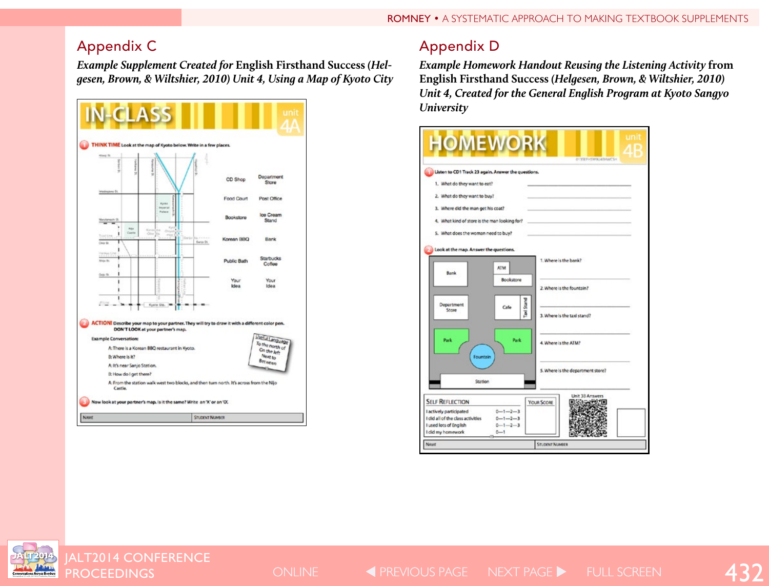## Appendix C

***Example Supplement Created for* English Firsthand Success *(Helgesen, Brown, & Wiltshier, 2010) Unit 4, Using a Map of Kyoto City***

IN-CLASS unit 4A

1 THINK TIME Look at the map of Kyoto below. Write in a few places.

CD Shop | Department Store
Food Court | Post Office
Bookstore | Ice Cream Stand
Korean BBQ | Bank
Public Bath | Starbucks Coffee
Your Idea | Your Idea

2 ACTION! Describe your map to your partner. They will try to draw it with a different color pen. DON'T LOOK at your partner's map.

Example Conversation:

A: There is a Korean BBQ restaurant in Kyoto.
B: Where is it?
A: It's near Sanjo Station.
B: How do I get there?
A: From the station walk west two blocks, and then turn north. It's across from the Nijo Castle.

Useful Language: To the north of, On the left, Next to, Between

3 Now look at your partner's map. Is it the same? Write an 'X' or an 'O'.

NAME | STUDENT NUMBER

## Appendix D

***Example Homework Handout Reusing the Listening Activity from* English Firsthand Success *(Helgesen, Brown, & Wiltshier, 2010) Unit 4, Created for the General English Program at Kyoto Sangyo University***

HOMEWORK unit 4B

1 Listen to CD1 Track 23 again. Answer the questions.

1. What do they want to eat?
2. What do they want to buy?
3. Where did the man get his coat?
4. What kind of store is the man looking for?
5. What does the woman need to buy?

2 Look at the map. Answer the questions.

Bank, ATM, Bookstore, Department Store, Cafe, Taxi Stand, Park, Park, Fountain, Station

1. Where is the bank?
2. Where is the fountain?
3. Where is the taxi stand?
4. Where is the ATM?
5. Where is the department store?

SELF REFLECTION | YOUR SCORE

I actively participated 0—1—2—3
I did all of the class activities 0—1—2—3
I used lots of English 0—1—2—3
I did my homework 0—1

Unit 3B Answers

NAME | STUDENT NUMBER